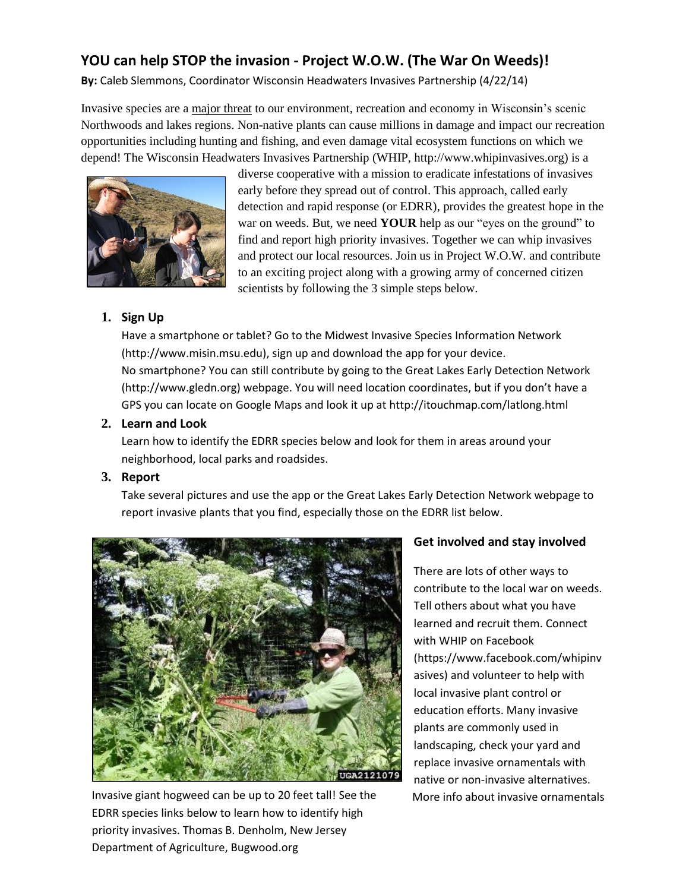## YOU can help STOP the invasion - Project W.O.W. (The War On Weeds)!

**By:** Caleb Slemmons, Coordinator Wisconsin Headwaters Invasives Partnership (4/22/14)

Invasive species are a major threat to our environment, recreation and economy in Wisconsin's scenic Northwoods and lakes regions. Non-native plants can cause millions in damage and impact our recreation opportunities including hunting and fishing, and even damage vital ecosystem functions on which we depend! The Wisconsin Headwaters Invasives Partnership (WHIP, http://www.whipinvasives.org) is a diverse cooperative with a mission to eradicate infestations of invasives early before they spread out of control. This approach, called early detection and rapid response (or EDRR), provides the greatest hope in the war on weeds. But, we need **YOUR** help as our "eyes on the ground" to find and report high priority invasives. Together we can whip invasives and protect our local resources. Join us in Project W.O.W. and contribute to an exciting project along with a growing army of concerned citizen scientists by following the 3 simple steps below.

1. **Sign Up**
   Have a smartphone or tablet? Go to the Midwest Invasive Species Information Network (http://www.misin.msu.edu), sign up and download the app for your device.
   No smartphone? You can still contribute by going to the Great Lakes Early Detection Network (http://www.gledn.org) webpage. You will need location coordinates, but if you don't have a GPS you can locate on Google Maps and look it up at http://itouchmap.com/latlong.html
2. **Learn and Look**
   Learn how to identify the EDRR species below and look for them in areas around your neighborhood, local parks and roadsides.
3. **Report**
   Take several pictures and use the app or the Great Lakes Early Detection Network webpage to report invasive plants that you find, especially those on the EDRR list below.

Invasive giant hogweed can be up to 20 feet tall! See the EDRR species links below to learn how to identify high priority invasives. Thomas B. Denholm, New Jersey Department of Agriculture, Bugwood.org

### Get involved and stay involved

There are lots of other ways to contribute to the local war on weeds. Tell others about what you have learned and recruit them. Connect with WHIP on Facebook (https://www.facebook.com/whipinvasives) and volunteer to help with local invasive plant control or education efforts. Many invasive plants are commonly used in landscaping, check your yard and replace invasive ornamentals with native or non-invasive alternatives. More info about invasive ornamentals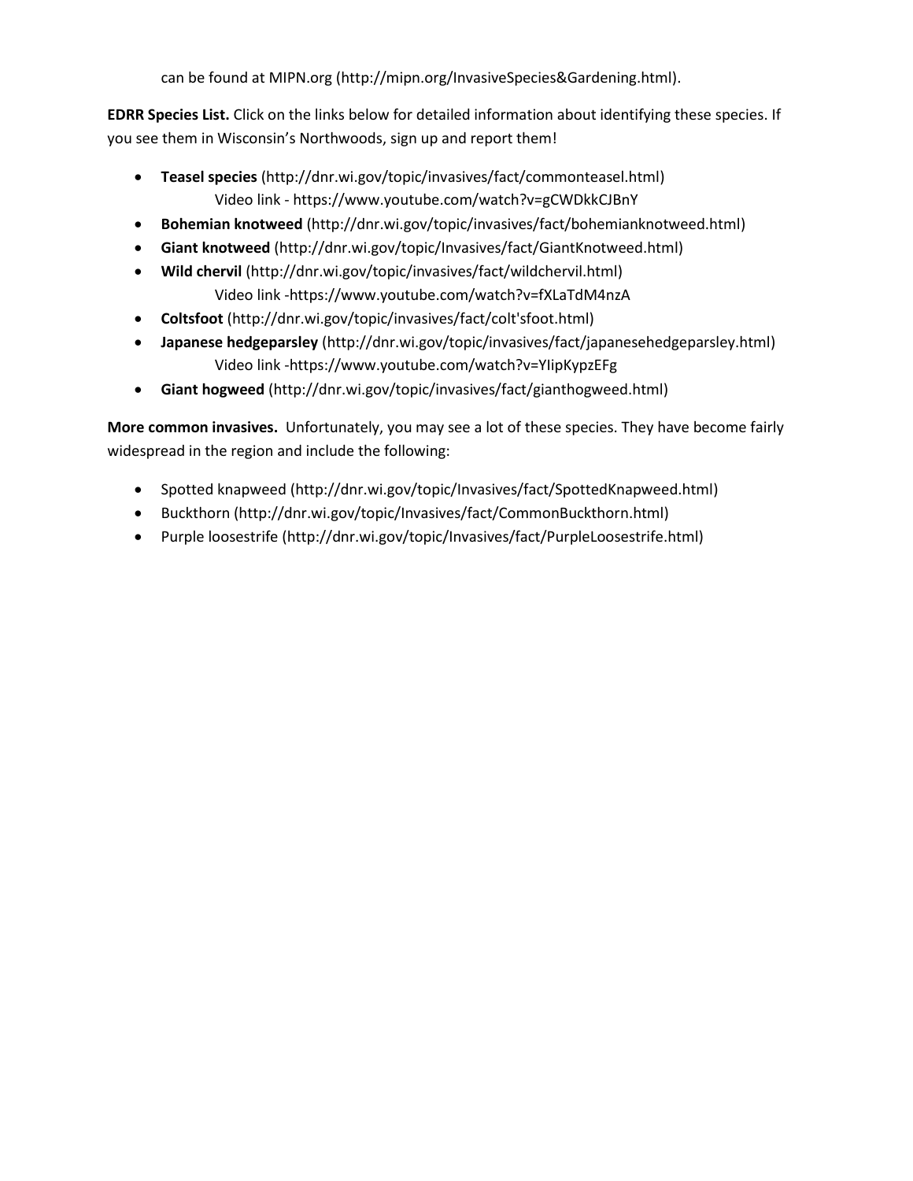can be found at MIPN.org (http://mipn.org/InvasiveSpecies&Gardening.html).

**EDRR Species List.** Click on the links below for detailed information about identifying these species. If you see them in Wisconsin's Northwoods, sign up and report them!

- **Teasel species** (http://dnr.wi.gov/topic/invasives/fact/commonteasel.html)
  Video link - https://www.youtube.com/watch?v=gCWDkkCJBnY
- **Bohemian knotweed** (http://dnr.wi.gov/topic/invasives/fact/bohemianknotweed.html)
- **Giant knotweed** (http://dnr.wi.gov/topic/Invasives/fact/GiantKnotweed.html)
- **Wild chervil** (http://dnr.wi.gov/topic/invasives/fact/wildchervil.html)
  Video link -https://www.youtube.com/watch?v=fXLaTdM4nzA
- **Coltsfoot** (http://dnr.wi.gov/topic/invasives/fact/colt'sfoot.html)
- **Japanese hedgeparsley** (http://dnr.wi.gov/topic/invasives/fact/japanesehedgeparsley.html)
  Video link -https://www.youtube.com/watch?v=YIipKypzEFg
- **Giant hogweed** (http://dnr.wi.gov/topic/invasives/fact/gianthogweed.html)

**More common invasives.** Unfortunately, you may see a lot of these species. They have become fairly widespread in the region and include the following:

- Spotted knapweed (http://dnr.wi.gov/topic/Invasives/fact/SpottedKnapweed.html)
- Buckthorn (http://dnr.wi.gov/topic/Invasives/fact/CommonBuckthorn.html)
- Purple loosestrife (http://dnr.wi.gov/topic/Invasives/fact/PurpleLoosestrife.html)